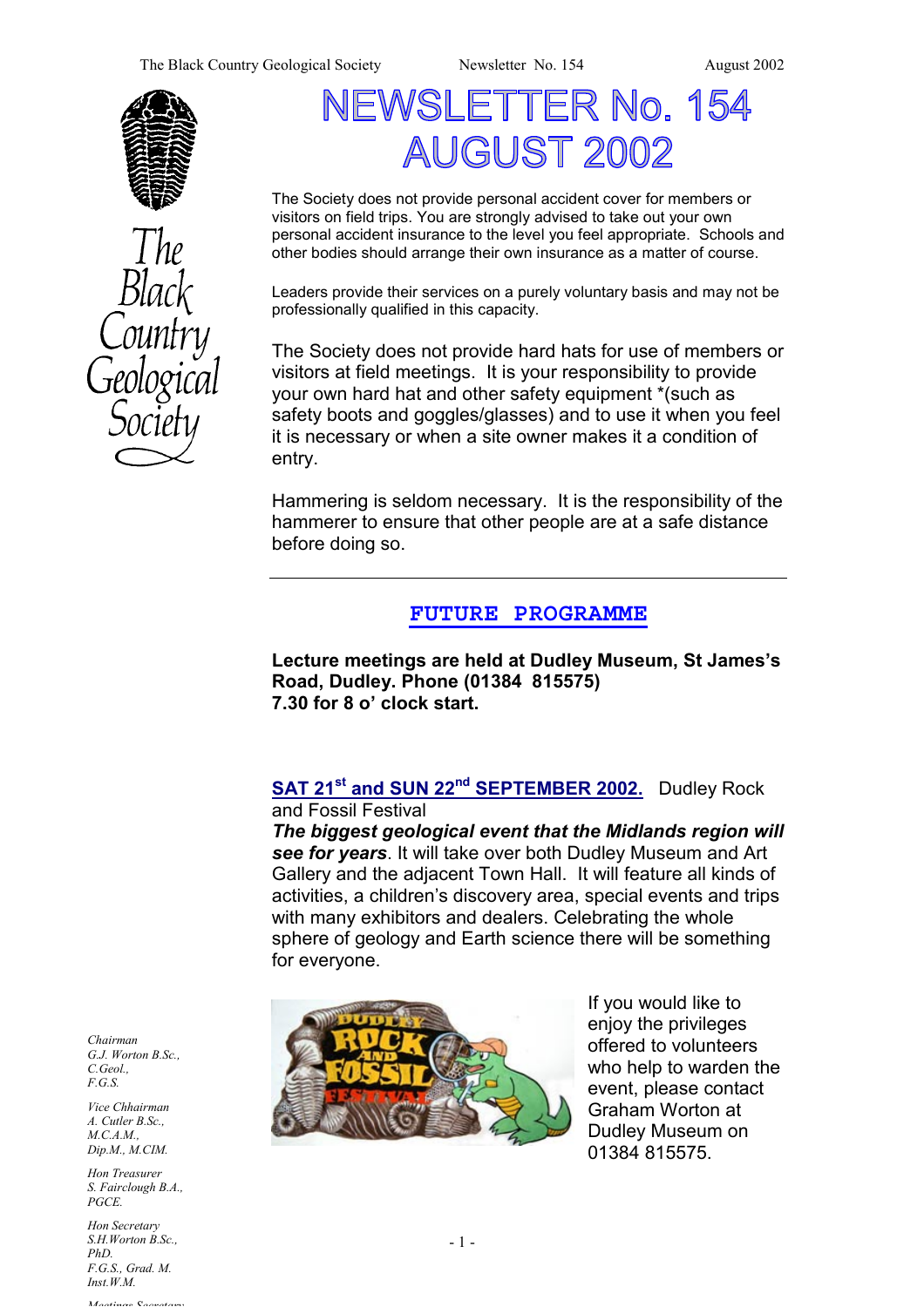# NEWSLETTER No. 154
# AUGUST 2002

The Society does not provide personal accident cover for members or visitors on field trips. You are strongly advised to take out your own personal accident insurance to the level you feel appropriate. Schools and other bodies should arrange their own insurance as a matter of course.

Leaders provide their services on a purely voluntary basis and may not be professionally qualified in this capacity.

The Society does not provide hard hats for use of members or visitors at field meetings. It is your responsibility to provide your own hard hat and other safety equipment *(such as safety boots and goggles/glasses) and to use it when you feel it is necessary or when a site owner makes it a condition of entry.

Hammering is seldom necessary. It is the responsibility of the hammerer to ensure that other people are at a safe distance before doing so.

---

## FUTURE PROGRAMME

**Lecture meetings are held at Dudley Museum, St James's Road, Dudley. Phone (01384 815575)**
**7.30 for 8 o' clock start.**

**SAT 21st and SUN 22nd SEPTEMBER 2002.** Dudley Rock and Fossil Festival
***The biggest geological event that the Midlands region will see for years***. It will take over both Dudley Museum and Art Gallery and the adjacent Town Hall. It will feature all kinds of activities, a children's discovery area, special events and trips with many exhibitors and dealers. Celebrating the whole sphere of geology and Earth science there will be something for everyone.

If you would like to enjoy the privileges offered to volunteers who help to warden the event, please contact Graham Worton at Dudley Museum on 01384 815575.

*Chairman*
*G.J. Worton B.Sc., C.Geol., F.G.S.*

*Vice Chhairman*
*A. Cutler B.Sc., M.C.A.M., Dip.M., M.CIM.*

*Hon Treasurer*
*S. Fairclough B.A., PGCE.*

*Hon Secretary*
*S.H.Worton B.Sc., PhD. F.G.S., Grad. M. Inst.W.M.*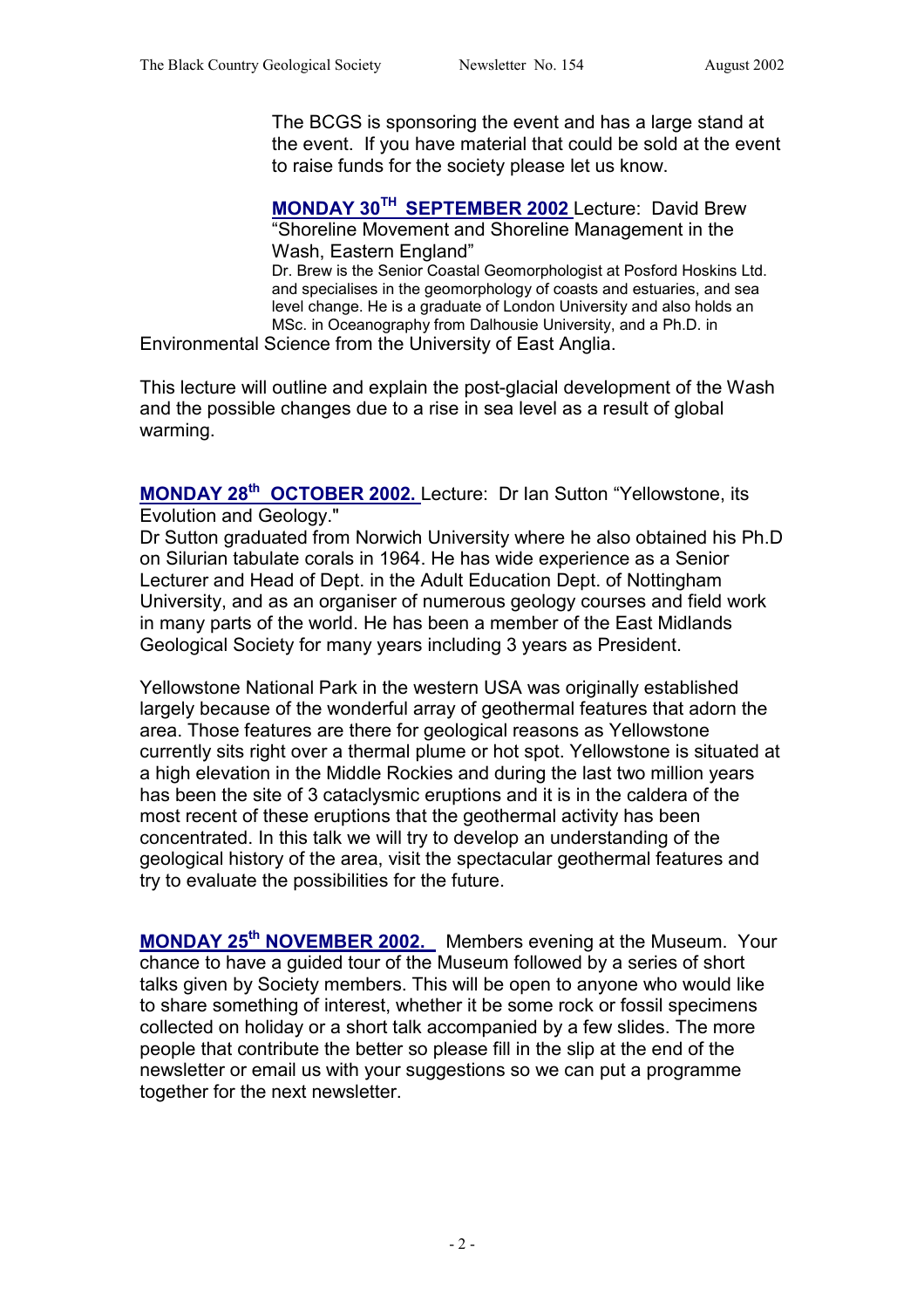The BCGS is sponsoring the event and has a large stand at the event. If you have material that could be sold at the event to raise funds for the society please let us know.

**MONDAY 30TH SEPTEMBER 2002** Lecture: David Brew "Shoreline Movement and Shoreline Management in the Wash, Eastern England"

Dr. Brew is the Senior Coastal Geomorphologist at Posford Hoskins Ltd. and specialises in the geomorphology of coasts and estuaries, and sea level change. He is a graduate of London University and also holds an MSc. in Oceanography from Dalhousie University, and a Ph.D. in Environmental Science from the University of East Anglia.

This lecture will outline and explain the post-glacial development of the Wash and the possible changes due to a rise in sea level as a result of global warming.

**MONDAY 28th OCTOBER 2002.** Lecture: Dr Ian Sutton "Yellowstone, its Evolution and Geology."

Dr Sutton graduated from Norwich University where he also obtained his Ph.D on Silurian tabulate corals in 1964. He has wide experience as a Senior Lecturer and Head of Dept. in the Adult Education Dept. of Nottingham University, and as an organiser of numerous geology courses and field work in many parts of the world. He has been a member of the East Midlands Geological Society for many years including 3 years as President.

Yellowstone National Park in the western USA was originally established largely because of the wonderful array of geothermal features that adorn the area. Those features are there for geological reasons as Yellowstone currently sits right over a thermal plume or hot spot. Yellowstone is situated at a high elevation in the Middle Rockies and during the last two million years has been the site of 3 cataclysmic eruptions and it is in the caldera of the most recent of these eruptions that the geothermal activity has been concentrated. In this talk we will try to develop an understanding of the geological history of the area, visit the spectacular geothermal features and try to evaluate the possibilities for the future.

**MONDAY 25th NOVEMBER 2002.** Members evening at the Museum. Your chance to have a guided tour of the Museum followed by a series of short talks given by Society members. This will be open to anyone who would like to share something of interest, whether it be some rock or fossil specimens collected on holiday or a short talk accompanied by a few slides. The more people that contribute the better so please fill in the slip at the end of the newsletter or email us with your suggestions so we can put a programme together for the next newsletter.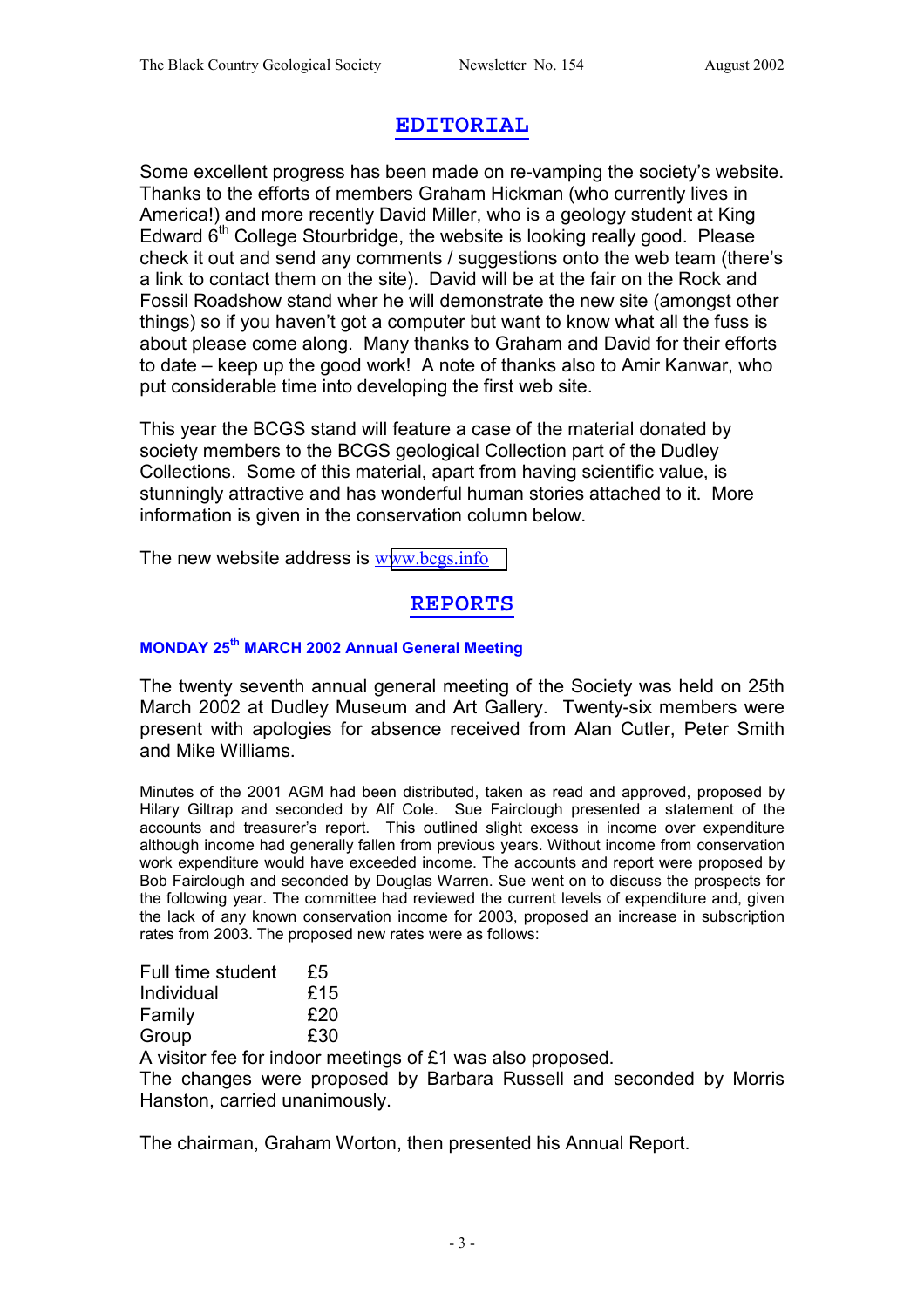## EDITORIAL

Some excellent progress has been made on re-vamping the society's website. Thanks to the efforts of members Graham Hickman (who currently lives in America!) and more recently David Miller, who is a geology student at King Edward 6th College Stourbridge, the website is looking really good. Please check it out and send any comments / suggestions onto the web team (there's a link to contact them on the site). David will be at the fair on the Rock and Fossil Roadshow stand wher he will demonstrate the new site (amongst other things) so if you haven't got a computer but want to know what all the fuss is about please come along. Many thanks to Graham and David for their efforts to date – keep up the good work! A note of thanks also to Amir Kanwar, who put considerable time into developing the first web site.

This year the BCGS stand will feature a case of the material donated by society members to the BCGS geological Collection part of the Dudley Collections. Some of this material, apart from having scientific value, is stunningly attractive and has wonderful human stories attached to it. More information is given in the conservation column below.

The new website address is www.bcgs.info

## REPORTS

### MONDAY 25th MARCH 2002 Annual General Meeting

The twenty seventh annual general meeting of the Society was held on 25th March 2002 at Dudley Museum and Art Gallery. Twenty-six members were present with apologies for absence received from Alan Cutler, Peter Smith and Mike Williams.

Minutes of the 2001 AGM had been distributed, taken as read and approved, proposed by Hilary Giltrap and seconded by Alf Cole. Sue Fairclough presented a statement of the accounts and treasurer's report. This outlined slight excess in income over expenditure although income had generally fallen from previous years. Without income from conservation work expenditure would have exceeded income. The accounts and report were proposed by Bob Fairclough and seconded by Douglas Warren. Sue went on to discuss the prospects for the following year. The committee had reviewed the current levels of expenditure and, given the lack of any known conservation income for 2003, proposed an increase in subscription rates from 2003. The proposed new rates were as follows:

| | |
|---|---|
| Full time student | £5 |
| Individual | £15 |
| Family | £20 |
| Group | £30 |

A visitor fee for indoor meetings of £1 was also proposed.
The changes were proposed by Barbara Russell and seconded by Morris Hanston, carried unanimously.

The chairman, Graham Worton, then presented his Annual Report.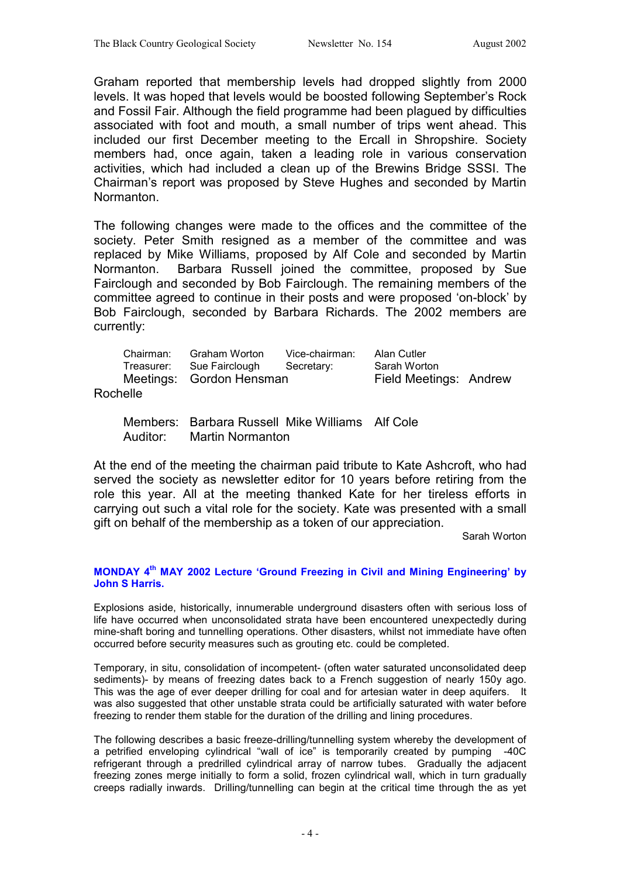Graham reported that membership levels had dropped slightly from 2000 levels. It was hoped that levels would be boosted following September's Rock and Fossil Fair. Although the field programme had been plagued by difficulties associated with foot and mouth, a small number of trips went ahead. This included our first December meeting to the Ercall in Shropshire. Society members had, once again, taken a leading role in various conservation activities, which had included a clean up of the Brewins Bridge SSSI. The Chairman's report was proposed by Steve Hughes and seconded by Martin Normanton.

The following changes were made to the offices and the committee of the society. Peter Smith resigned as a member of the committee and was replaced by Mike Williams, proposed by Alf Cole and seconded by Martin Normanton. Barbara Russell joined the committee, proposed by Sue Fairclough and seconded by Bob Fairclough. The remaining members of the committee agreed to continue in their posts and were proposed 'on-block' by Bob Fairclough, seconded by Barbara Richards. The 2002 members are currently:

| | | | |
|---|---|---|---|
| Chairman: | Graham Worton | Vice-chairman: | Alan Cutler |
| Treasurer: | Sue Fairclough | Secretary: | Sarah Worton |
| Meetings: | Gordon Hensman | Field Meetings: | Andrew Rochelle |
| Members: | Barbara Russell | Mike Williams | Alf Cole |
| Auditor: | Martin Normanton | | |

At the end of the meeting the chairman paid tribute to Kate Ashcroft, who had served the society as newsletter editor for 10 years before retiring from the role this year. All at the meeting thanked Kate for her tireless efforts in carrying out such a vital role for the society. Kate was presented with a small gift on behalf of the membership as a token of our appreciation.

Sarah Worton

**MONDAY 4th MAY 2002 Lecture 'Ground Freezing in Civil and Mining Engineering' by John S Harris.**

Explosions aside, historically, innumerable underground disasters often with serious loss of life have occurred when unconsolidated strata have been encountered unexpectedly during mine-shaft boring and tunnelling operations. Other disasters, whilst not immediate have often occurred before security measures such as grouting etc. could be completed.

Temporary, in situ, consolidation of incompetent- (often water saturated unconsolidated deep sediments)- by means of freezing dates back to a French suggestion of nearly 150y ago. This was the age of ever deeper drilling for coal and for artesian water in deep aquifers. It was also suggested that other unstable strata could be artificially saturated with water before freezing to render them stable for the duration of the drilling and lining procedures.

The following describes a basic freeze-drilling/tunnelling system whereby the development of a petrified enveloping cylindrical "wall of ice" is temporarily created by pumping -40C refrigerant through a predrilled cylindrical array of narrow tubes. Gradually the adjacent freezing zones merge initially to form a solid, frozen cylindrical wall, which in turn gradually creeps radially inwards. Drilling/tunnelling can begin at the critical time through the as yet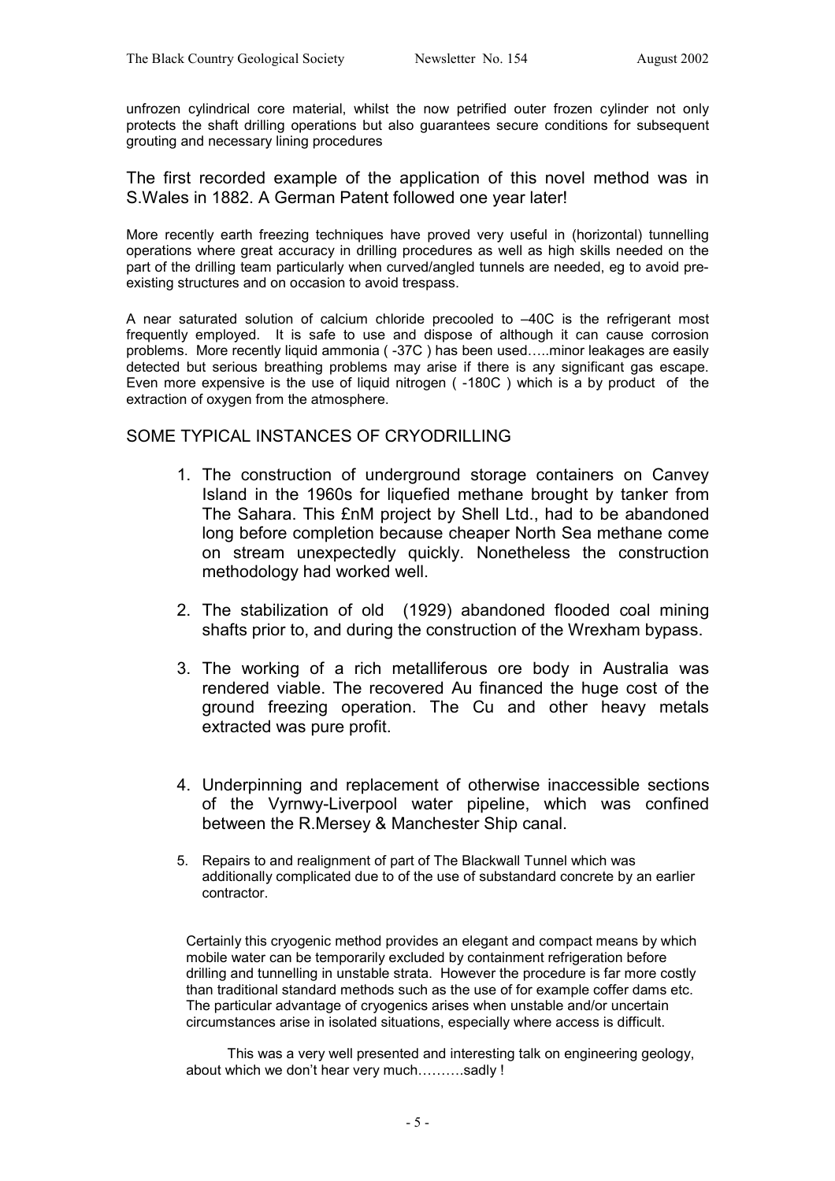unfrozen cylindrical core material, whilst the now petrified outer frozen cylinder not only protects the shaft drilling operations but also guarantees secure conditions for subsequent grouting and necessary lining procedures

The first recorded example of the application of this novel method was in S.Wales in 1882. A German Patent followed one year later!

More recently earth freezing techniques have proved very useful in (horizontal) tunnelling operations where great accuracy in drilling procedures as well as high skills needed on the part of the drilling team particularly when curved/angled tunnels are needed, eg to avoid pre-existing structures and on occasion to avoid trespass.

A near saturated solution of calcium chloride precooled to –40C is the refrigerant most frequently employed. It is safe to use and dispose of although it can cause corrosion problems. More recently liquid ammonia ( -37C ) has been used…..minor leakages are easily detected but serious breathing problems may arise if there is any significant gas escape. Even more expensive is the use of liquid nitrogen ( -180C ) which is a by product of the extraction of oxygen from the atmosphere.

## SOME TYPICAL INSTANCES OF CRYODRILLING

1. The construction of underground storage containers on Canvey Island in the 1960s for liquefied methane brought by tanker from The Sahara. This £nM project by Shell Ltd., had to be abandoned long before completion because cheaper North Sea methane come on stream unexpectedly quickly. Nonetheless the construction methodology had worked well.

2. The stabilization of old (1929) abandoned flooded coal mining shafts prior to, and during the construction of the Wrexham bypass.

3. The working of a rich metalliferous ore body in Australia was rendered viable. The recovered Au financed the huge cost of the ground freezing operation. The Cu and other heavy metals extracted was pure profit.

4. Underpinning and replacement of otherwise inaccessible sections of the Vyrnwy-Liverpool water pipeline, which was confined between the R.Mersey & Manchester Ship canal.

5. Repairs to and realignment of part of The Blackwall Tunnel which was additionally complicated due to of the use of substandard concrete by an earlier contractor.

Certainly this cryogenic method provides an elegant and compact means by which mobile water can be temporarily excluded by containment refrigeration before drilling and tunnelling in unstable strata. However the procedure is far more costly than traditional standard methods such as the use of for example coffer dams etc. The particular advantage of cryogenics arises when unstable and/or uncertain circumstances arise in isolated situations, especially where access is difficult.

This was a very well presented and interesting talk on engineering geology, about which we don't hear very much……….sadly !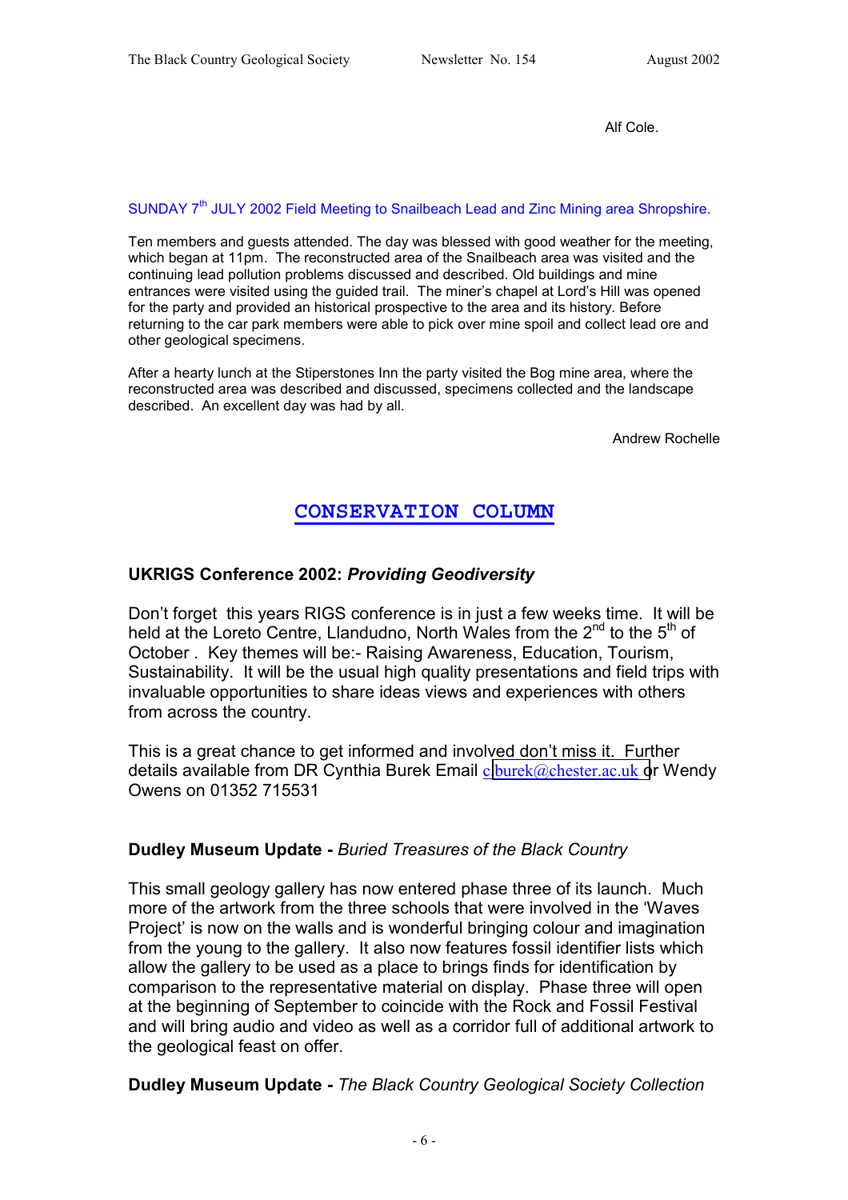Alf Cole.

SUNDAY 7th JULY 2002 Field Meeting to Snailbeach Lead and Zinc Mining area Shropshire.

Ten members and guests attended. The day was blessed with good weather for the meeting, which began at 11pm. The reconstructed area of the Snailbeach area was visited and the continuing lead pollution problems discussed and described. Old buildings and mine entrances were visited using the guided trail. The miner's chapel at Lord's Hill was opened for the party and provided an historical prospective to the area and its history. Before returning to the car park members were able to pick over mine spoil and collect lead ore and other geological specimens.

After a hearty lunch at the Stiperstones Inn the party visited the Bog mine area, where the reconstructed area was described and discussed, specimens collected and the landscape described. An excellent day was had by all.

Andrew Rochelle

## CONSERVATION COLUMN

### UKRIGS Conference 2002: *Providing Geodiversity*

Don't forget this years RIGS conference is in just a few weeks time. It will be held at the Loreto Centre, Llandudno, North Wales from the 2nd to the 5th of October . Key themes will be:- Raising Awareness, Education, Tourism, Sustainability. It will be the usual high quality presentations and field trips with invaluable opportunities to share ideas views and experiences with others from across the country.

This is a great chance to get informed and involved don't miss it. Further details available from DR Cynthia Burek Email c.burek@chester.ac.uk or Wendy Owens on 01352 715531

### Dudley Museum Update - *Buried Treasures of the Black Country*

This small geology gallery has now entered phase three of its launch. Much more of the artwork from the three schools that were involved in the 'Waves Project' is now on the walls and is wonderful bringing colour and imagination from the young to the gallery. It also now features fossil identifier lists which allow the gallery to be used as a place to brings finds for identification by comparison to the representative material on display. Phase three will open at the beginning of September to coincide with the Rock and Fossil Festival and will bring audio and video as well as a corridor full of additional artwork to the geological feast on offer.

### Dudley Museum Update - *The Black Country Geological Society Collection*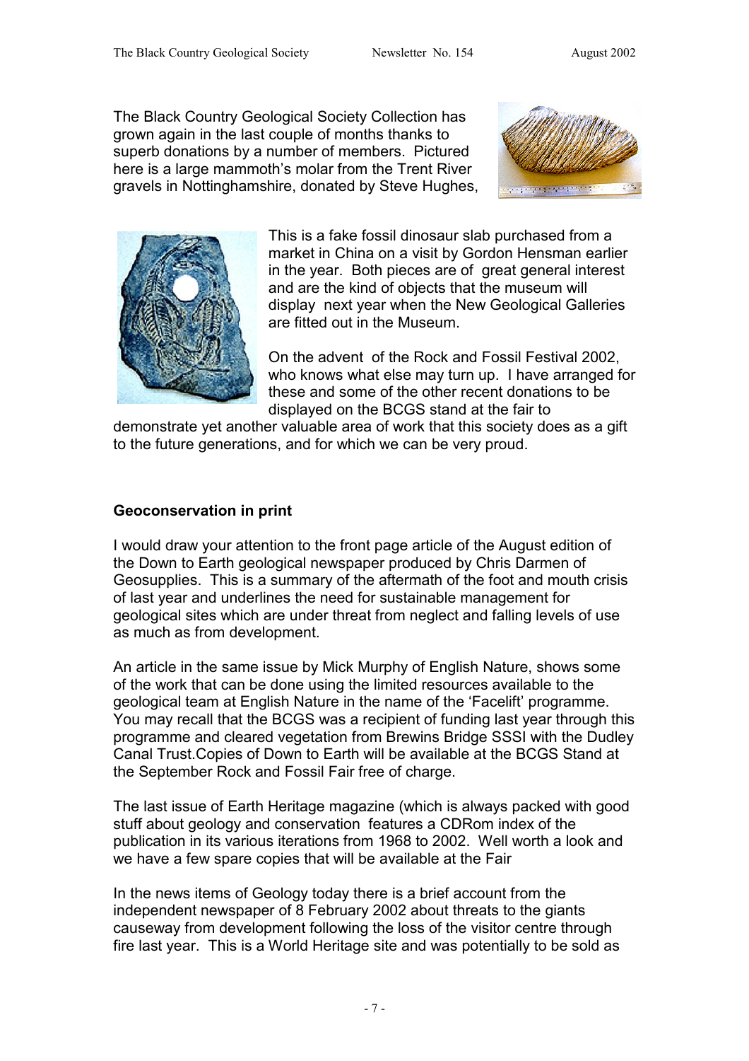The Black Country Geological Society Collection has grown again in the last couple of months thanks to superb donations by a number of members. Pictured here is a large mammoth's molar from the Trent River gravels in Nottinghamshire, donated by Steve Hughes,

This is a fake fossil dinosaur slab purchased from a market in China on a visit by Gordon Hensman earlier in the year. Both pieces are of great general interest and are the kind of objects that the museum will display next year when the New Geological Galleries are fitted out in the Museum.

On the advent of the Rock and Fossil Festival 2002, who knows what else may turn up. I have arranged for these and some of the other recent donations to be displayed on the BCGS stand at the fair to demonstrate yet another valuable area of work that this society does as a gift to the future generations, and for which we can be very proud.

**Geoconservation in print**

I would draw your attention to the front page article of the August edition of the Down to Earth geological newspaper produced by Chris Darmen of Geosupplies. This is a summary of the aftermath of the foot and mouth crisis of last year and underlines the need for sustainable management for geological sites which are under threat from neglect and falling levels of use as much as from development.

An article in the same issue by Mick Murphy of English Nature, shows some of the work that can be done using the limited resources available to the geological team at English Nature in the name of the 'Facelift' programme. You may recall that the BCGS was a recipient of funding last year through this programme and cleared vegetation from Brewins Bridge SSSI with the Dudley Canal Trust.Copies of Down to Earth will be available at the BCGS Stand at the September Rock and Fossil Fair free of charge.

The last issue of Earth Heritage magazine (which is always packed with good stuff about geology and conservation features a CDRom index of the publication in its various iterations from 1968 to 2002. Well worth a look and we have a few spare copies that will be available at the Fair

In the news items of Geology today there is a brief account from the independent newspaper of 8 February 2002 about threats to the giants causeway from development following the loss of the visitor centre through fire last year. This is a World Heritage site and was potentially to be sold as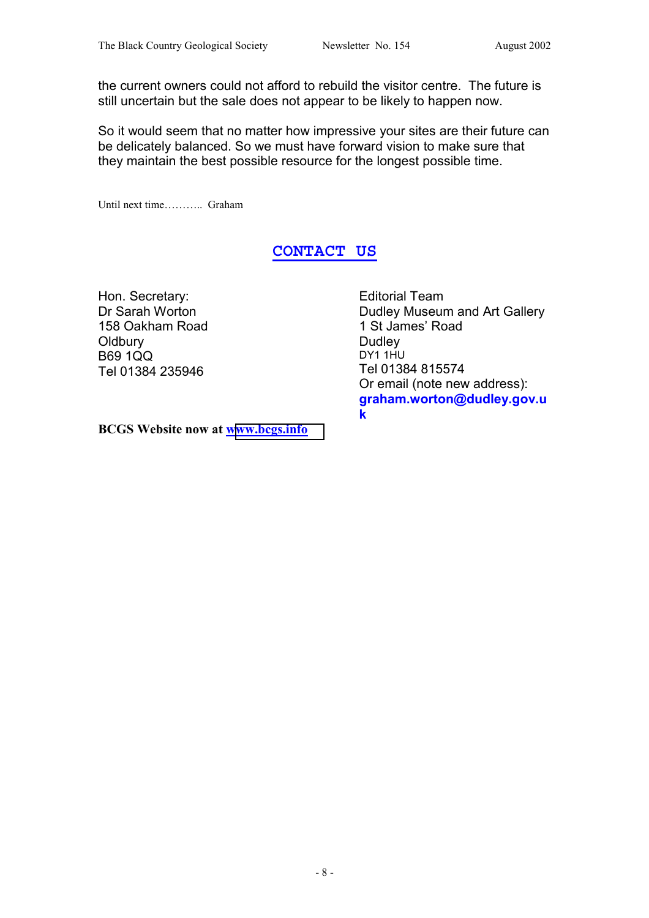the current owners could not afford to rebuild the visitor centre. The future is still uncertain but the sale does not appear to be likely to happen now.

So it would seem that no matter how impressive your sites are their future can be delicately balanced. So we must have forward vision to make sure that they maintain the best possible resource for the longest possible time.

Until next time……….. Graham

## CONTACT US

Hon. Secretary:
Dr Sarah Worton
158 Oakham Road
Oldbury
B69 1QQ
Tel 01384 235946

Editorial Team
Dudley Museum and Art Gallery
1 St James' Road
Dudley
DY1 1HU
Tel 01384 815574
Or email (note new address):
**graham.worton@dudley.gov.uk**

**BCGS Website now at www.bcgs.info**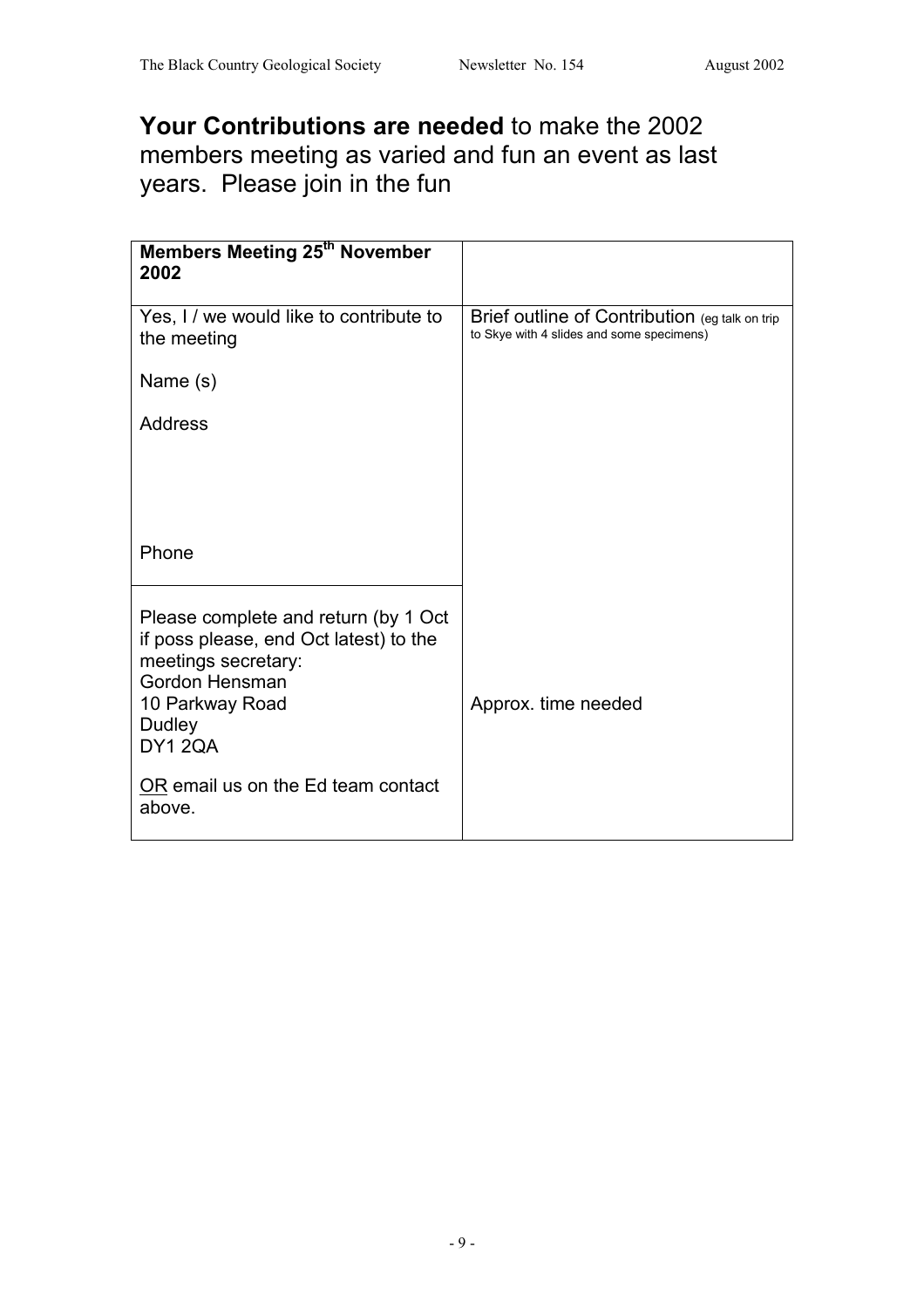**Your Contributions are needed** to make the 2002 members meeting as varied and fun an event as last years. Please join in the fun

| | |
|---|---|
| **Members Meeting 25th November 2002** | |
| Yes, I / we would like to contribute to the meeting<br><br>Name (s)<br><br>Address<br><br><br><br>Phone | Brief outline of Contribution (eg talk on trip to Skye with 4 slides and some specimens) |
| Please complete and return (by 1 Oct if poss please, end Oct latest) to the meetings secretary:<br>Gordon Hensman<br>10 Parkway Road<br>Dudley<br>DY1 2QA<br><br>OR email us on the Ed team contact above. | Approx. time needed |